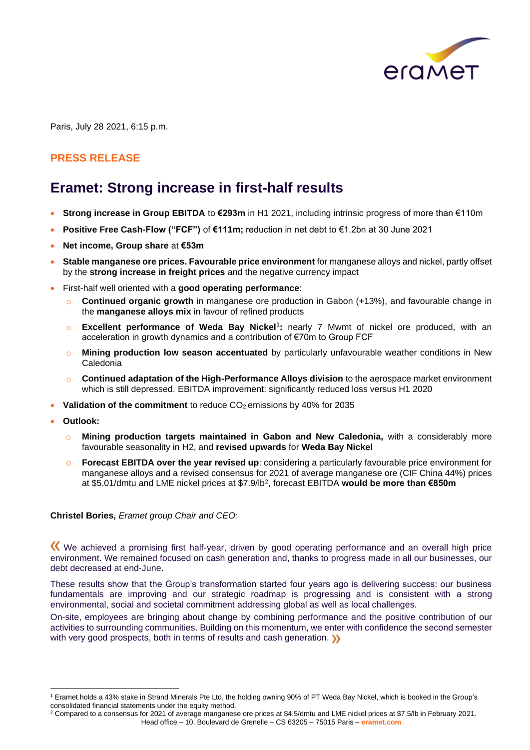Paris, July 28 2021, 6:15 p.m.

**PRESS RELEASE**

# Eramet: Strong increase in first-half results

- **Strong increase in Group EBITDA** to **€293m** in H1 2021, including intrinsic progress of more than €110m
- **Positive Free Cash-Flow ("FCF")** of **€111m;** reduction in net debt to €1.2bn at 30 June 2021
- **Net income, Group share** at **€53m**
- **Stable manganese ore prices. Favourable price environment** for manganese alloys and nickel, partly offset by the **strong increase in freight prices** and the negative currency impact
- First-half well oriented with a **good operating performance**:
  - **Continued organic growth** in manganese ore production in Gabon (+13%), and favourable change in the **manganese alloys mix** in favour of refined products
  - **Excellent performance of Weda Bay Nickel[1]:** nearly 7 Mwmt of nickel ore produced, with an acceleration in growth dynamics and a contribution of €70m to Group FCF
  - **Mining production low season accentuated** by particularly unfavourable weather conditions in New Caledonia
  - **Continued adaptation of the High-Performance Alloys division** to the aerospace market environment which is still depressed. EBITDA improvement: significantly reduced loss versus H1 2020
- **Validation of the commitment** to reduce $CO_2$ emissions by 40% for 2035
- **Outlook:**
  - **Mining production targets maintained in Gabon and New Caledonia,** with a considerably more favourable seasonality in H2, and **revised upwards** for **Weda Bay Nickel**
  - **Forecast EBITDA over the year revised up**: considering a particularly favourable price environment for manganese alloys and a revised consensus for 2021 of average manganese ore (CIF China 44%) prices at $5.01/dmtu and LME nickel prices at $7.9/lb[2], forecast EBITDA **would be more than €850m**

**Christel Bories,** *Eramet group Chair and CEO:*

« We achieved a promising first half-year, driven by good operating performance and an overall high price environment. We remained focused on cash generation and, thanks to progress made in all our businesses, our debt decreased at end-June.

These results show that the Group's transformation started four years ago is delivering success: our business fundamentals are improving and our strategic roadmap is progressing and is consistent with a strong environmental, social and societal commitment addressing global as well as local challenges.

On-site, employees are bringing about change by combining performance and the positive contribution of our activities to surrounding communities. Building on this momentum, we enter with confidence the second semester with very good prospects, both in terms of results and cash generation. »

---

[1] Eramet holds a 43% stake in Strand Minerals Pte Ltd, the holding owning 90% of PT Weda Bay Nickel, which is booked in the Group's consolidated financial statements under the equity method.

[2] Compared to a consensus for 2021 of average manganese ore prices at $4.5/dmtu and LME nickel prices at $7.5/lb in February 2021.

Head office – 10, Boulevard de Grenelle – CS 63205 – 75015 Paris – **eramet.com**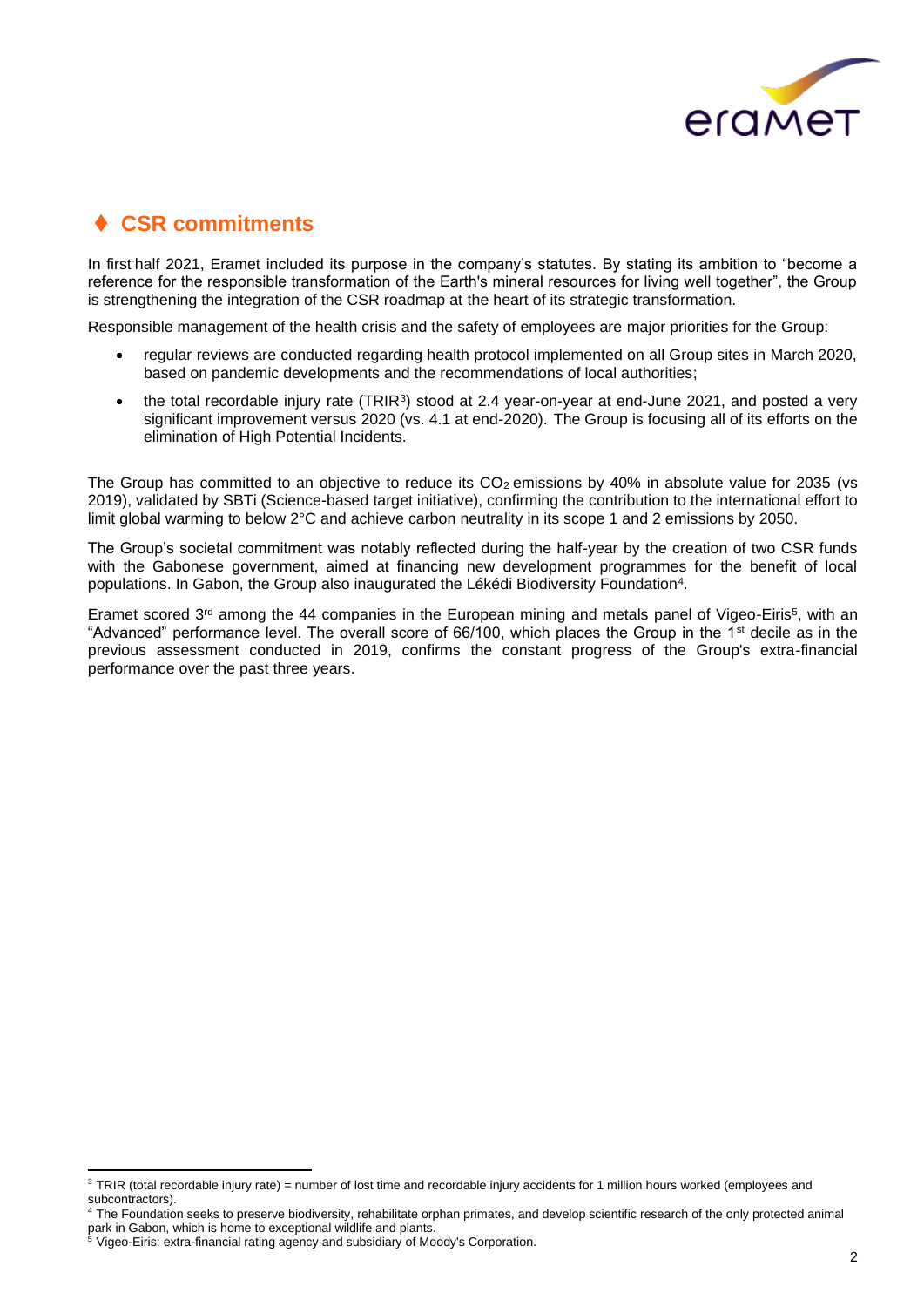## ♦ CSR commitments

In first half 2021, Eramet included its purpose in the company's statutes. By stating its ambition to "become a reference for the responsible transformation of the Earth's mineral resources for living well together", the Group is strengthening the integration of the CSR roadmap at the heart of its strategic transformation.

Responsible management of the health crisis and the safety of employees are major priorities for the Group:

- regular reviews are conducted regarding health protocol implemented on all Group sites in March 2020, based on pandemic developments and the recommendations of local authorities;
- the total recordable injury rate (TRIR[3]) stood at 2.4 year-on-year at end-June 2021, and posted a very significant improvement versus 2020 (vs. 4.1 at end-2020). The Group is focusing all of its efforts on the elimination of High Potential Incidents.

The Group has committed to an objective to reduce its $CO_2$ emissions by 40% in absolute value for 2035 (vs 2019), validated by SBTi (Science-based target initiative), confirming the contribution to the international effort to limit global warming to below 2°C and achieve carbon neutrality in its scope 1 and 2 emissions by 2050.

The Group's societal commitment was notably reflected during the half-year by the creation of two CSR funds with the Gabonese government, aimed at financing new development programmes for the benefit of local populations. In Gabon, the Group also inaugurated the Lékédi Biodiversity Foundation[4].

Eramet scored 3rd among the 44 companies in the European mining and metals panel of Vigeo-Eiris[5], with an "Advanced" performance level. The overall score of 66/100, which places the Group in the 1st decile as in the previous assessment conducted in 2019, confirms the constant progress of the Group's extra-financial performance over the past three years.

---

[3] TRIR (total recordable injury rate) = number of lost time and recordable injury accidents for 1 million hours worked (employees and subcontractors).

[4] The Foundation seeks to preserve biodiversity, rehabilitate orphan primates, and develop scientific research of the only protected animal park in Gabon, which is home to exceptional wildlife and plants.

[5] Vigeo-Eiris: extra-financial rating agency and subsidiary of Moody's Corporation.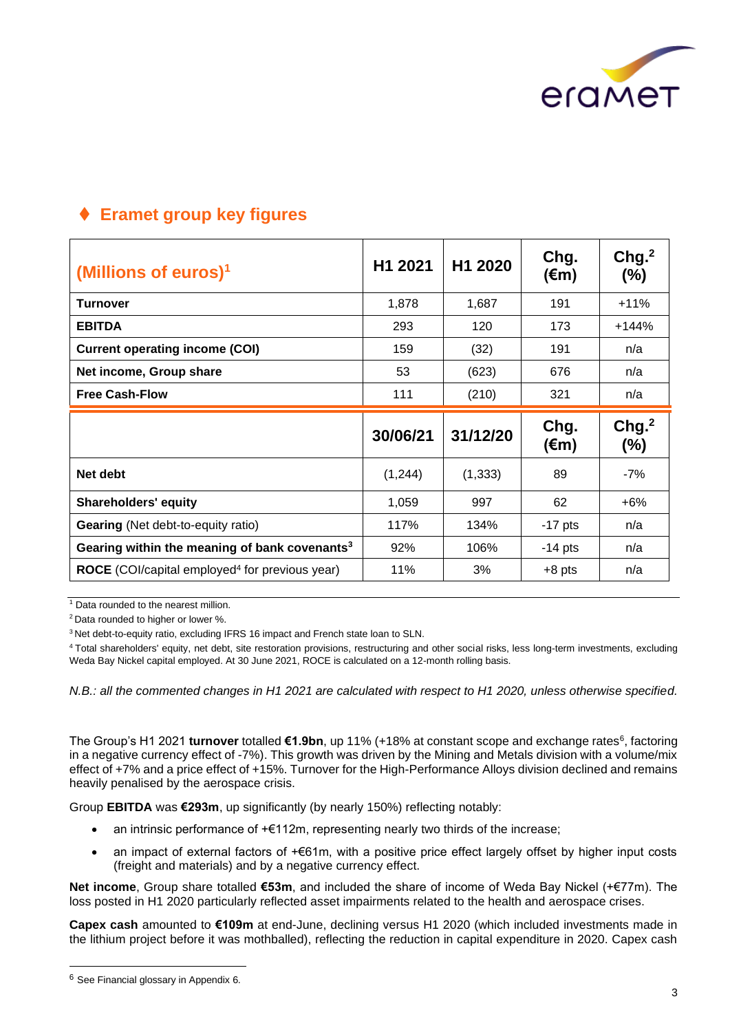## ♦ Eramet group key figures

| (Millions of euros)[1] | H1 2021 | H1 2020 | Chg. (€m) | Chg.[2] (%) |
|---|---|---|---|---|
| **Turnover** | 1,878 | 1,687 | 191 | +11% |
| **EBITDA** | 293 | 120 | 173 | +144% |
| **Current operating income (COI)** | 159 | (32) | 191 | n/a |
| **Net income, Group share** | 53 | (623) | 676 | n/a |
| **Free Cash-Flow** | 111 | (210) | 321 | n/a |
| | **30/06/21** | **31/12/20** | **Chg. (€m)** | **Chg.[2] (%)** |
| **Net debt** | (1,244) | (1,333) | 89 | -7% |
| **Shareholders' equity** | 1,059 | 997 | 62 | +6% |
| **Gearing** (Net debt-to-equity ratio) | 117% | 134% | -17 pts | n/a |
| **Gearing within the meaning of bank covenants**[3] | 92% | 106% | -14 pts | n/a |
| **ROCE** (COI/capital employed[4] for previous year) | 11% | 3% | +8 pts | n/a |

[1] Data rounded to the nearest million.

[2] Data rounded to higher or lower %.

[3] Net debt-to-equity ratio, excluding IFRS 16 impact and French state loan to SLN.

[4] Total shareholders' equity, net debt, site restoration provisions, restructuring and other social risks, less long-term investments, excluding Weda Bay Nickel capital employed. At 30 June 2021, ROCE is calculated on a 12-month rolling basis.

*N.B.: all the commented changes in H1 2021 are calculated with respect to H1 2020, unless otherwise specified.*

The Group's H1 2021 **turnover** totalled **€1.9bn**, up 11% (+18% at constant scope and exchange rates[6], factoring in a negative currency effect of -7%). This growth was driven by the Mining and Metals division with a volume/mix effect of +7% and a price effect of +15%. Turnover for the High-Performance Alloys division declined and remains heavily penalised by the aerospace crisis.

Group **EBITDA** was **€293m**, up significantly (by nearly 150%) reflecting notably:

- an intrinsic performance of +€112m, representing nearly two thirds of the increase;
- an impact of external factors of +€61m, with a positive price effect largely offset by higher input costs (freight and materials) and by a negative currency effect.

**Net income**, Group share totalled **€53m**, and included the share of income of Weda Bay Nickel (+€77m). The loss posted in H1 2020 particularly reflected asset impairments related to the health and aerospace crises.

**Capex cash** amounted to **€109m** at end-June, declining versus H1 2020 (which included investments made in the lithium project before it was mothballed), reflecting the reduction in capital expenditure in 2020. Capex cash

[6] See Financial glossary in Appendix 6.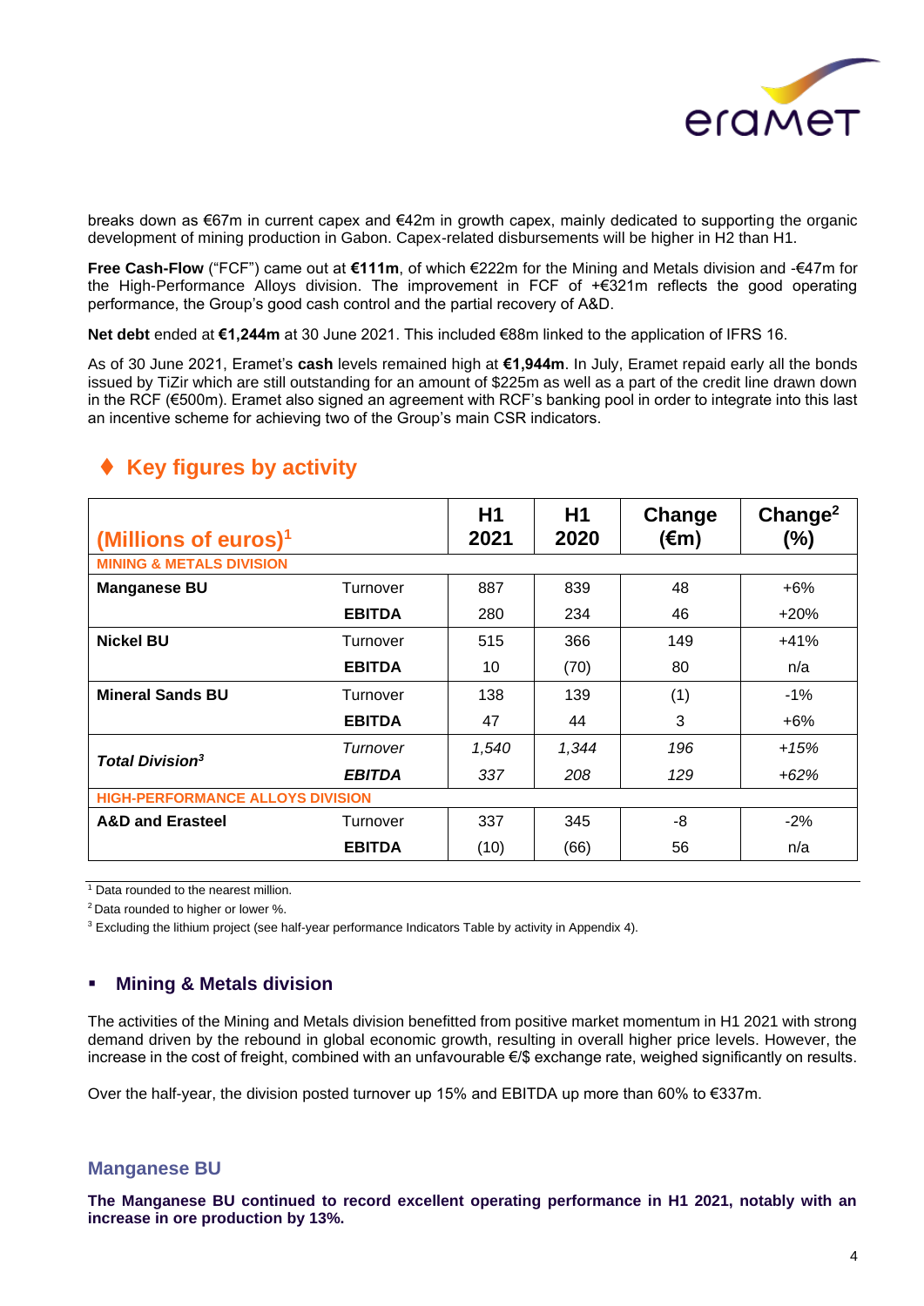breaks down as €67m in current capex and €42m in growth capex, mainly dedicated to supporting the organic development of mining production in Gabon. Capex-related disbursements will be higher in H2 than H1.

**Free Cash-Flow** ("FCF") came out at **€111m**, of which €222m for the Mining and Metals division and -€47m for the High-Performance Alloys division. The improvement in FCF of +€321m reflects the good operating performance, the Group's good cash control and the partial recovery of A&D.

**Net debt** ended at **€1,244m** at 30 June 2021. This included €88m linked to the application of IFRS 16.

As of 30 June 2021, Eramet's **cash** levels remained high at **€1,944m**. In July, Eramet repaid early all the bonds issued by TiZir which are still outstanding for an amount of $225m as well as a part of the credit line drawn down in the RCF (€500m). Eramet also signed an agreement with RCF's banking pool in order to integrate into this last an incentive scheme for achieving two of the Group's main CSR indicators.

## ♦ Key figures by activity

| (Millions of euros)[1] | | H1 2021 | H1 2020 | Change (€m) | Change[2] (%) |
|---|---|---|---|---|---|
| **MINING & METALS DIVISION** | | | | | |
| **Manganese BU** | Turnover | 887 | 839 | 48 | +6% |
| | **EBITDA** | 280 | 234 | 46 | +20% |
| **Nickel BU** | Turnover | 515 | 366 | 149 | +41% |
| | **EBITDA** | 10 | (70) | 80 | n/a |
| **Mineral Sands BU** | Turnover | 138 | 139 | (1) | -1% |
| | **EBITDA** | 47 | 44 | 3 | +6% |
| ***Total Division[3]*** | *Turnover* | *1,540* | *1,344* | *196* | *+15%* |
| | ***EBITDA*** | *337* | *208* | *129* | *+62%* |
| **HIGH-PERFORMANCE ALLOYS DIVISION** | | | | | |
| **A&D and Erasteel** | Turnover | 337 | 345 | -8 | -2% |
| | **EBITDA** | (10) | (66) | 56 | n/a |

[1] Data rounded to the nearest million.

[2] Data rounded to higher or lower %.

[3] Excluding the lithium project (see half-year performance Indicators Table by activity in Appendix 4).

### ▪ Mining & Metals division

The activities of the Mining and Metals division benefitted from positive market momentum in H1 2021 with strong demand driven by the rebound in global economic growth, resulting in overall higher price levels. However, the increase in the cost of freight, combined with an unfavourable €/$ exchange rate, weighed significantly on results.

Over the half-year, the division posted turnover up 15% and EBITDA up more than 60% to €337m.

### Manganese BU

**The Manganese BU continued to record excellent operating performance in H1 2021, notably with an increase in ore production by 13%.**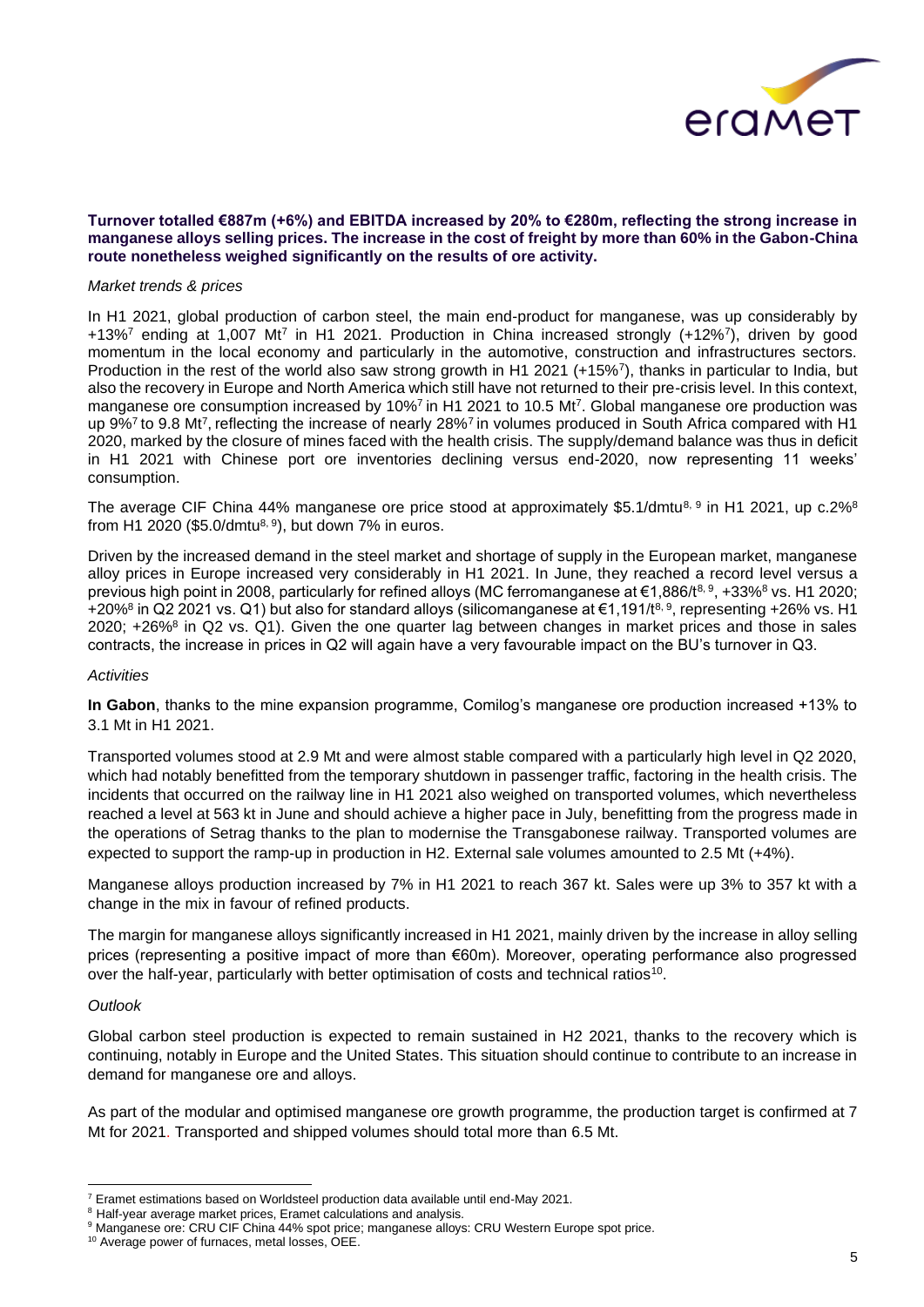**Turnover totalled €887m (+6%) and EBITDA increased by 20% to €280m, reflecting the strong increase in manganese alloys selling prices. The increase in the cost of freight by more than 60% in the Gabon-China route nonetheless weighed significantly on the results of ore activity.**

*Market trends & prices*

In H1 2021, global production of carbon steel, the main end-product for manganese, was up considerably by +13%[7] ending at 1,007 Mt[7] in H1 2021. Production in China increased strongly (+12%[7]), driven by good momentum in the local economy and particularly in the automotive, construction and infrastructures sectors. Production in the rest of the world also saw strong growth in H1 2021 (+15%[7]), thanks in particular to India, but also the recovery in Europe and North America which still have not returned to their pre-crisis level. In this context, manganese ore consumption increased by 10%[7] in H1 2021 to 10.5 Mt[7]. Global manganese ore production was up 9%[7] to 9.8 Mt[7], reflecting the increase of nearly 28%[7] in volumes produced in South Africa compared with H1 2020, marked by the closure of mines faced with the health crisis. The supply/demand balance was thus in deficit in H1 2021 with Chinese port ore inventories declining versus end-2020, now representing 11 weeks' consumption.

The average CIF China 44% manganese ore price stood at approximately $5.1/dmtu[8, 9] in H1 2021, up c.2%[8] from H1 2020 ($5.0/dmtu[8, 9]), but down 7% in euros.

Driven by the increased demand in the steel market and shortage of supply in the European market, manganese alloy prices in Europe increased very considerably in H1 2021. In June, they reached a record level versus a previous high point in 2008, particularly for refined alloys (MC ferromanganese at €1,886/t[8, 9], +33%[8] vs. H1 2020; +20%[8] in Q2 2021 vs. Q1) but also for standard alloys (silicomanganese at €1,191/t[8, 9], representing +26% vs. H1 2020; +26%[8] in Q2 vs. Q1). Given the one quarter lag between changes in market prices and those in sales contracts, the increase in prices in Q2 will again have a very favourable impact on the BU's turnover in Q3.

*Activities*

**In Gabon**, thanks to the mine expansion programme, Comilog's manganese ore production increased +13% to 3.1 Mt in H1 2021.

Transported volumes stood at 2.9 Mt and were almost stable compared with a particularly high level in Q2 2020, which had notably benefitted from the temporary shutdown in passenger traffic, factoring in the health crisis. The incidents that occurred on the railway line in H1 2021 also weighed on transported volumes, which nevertheless reached a level at 563 kt in June and should achieve a higher pace in July, benefitting from the progress made in the operations of Setrag thanks to the plan to modernise the Transgabonese railway. Transported volumes are expected to support the ramp-up in production in H2. External sale volumes amounted to 2.5 Mt (+4%).

Manganese alloys production increased by 7% in H1 2021 to reach 367 kt. Sales were up 3% to 357 kt with a change in the mix in favour of refined products.

The margin for manganese alloys significantly increased in H1 2021, mainly driven by the increase in alloy selling prices (representing a positive impact of more than €60m). Moreover, operating performance also progressed over the half-year, particularly with better optimisation of costs and technical ratios[10].

*Outlook*

Global carbon steel production is expected to remain sustained in H2 2021, thanks to the recovery which is continuing, notably in Europe and the United States. This situation should continue to contribute to an increase in demand for manganese ore and alloys.

As part of the modular and optimised manganese ore growth programme, the production target is confirmed at 7 Mt for 2021. Transported and shipped volumes should total more than 6.5 Mt.

---

[7] Eramet estimations based on Worldsteel production data available until end-May 2021.

[8] Half-year average market prices, Eramet calculations and analysis.

[9] Manganese ore: CRU CIF China 44% spot price; manganese alloys: CRU Western Europe spot price.

[10] Average power of furnaces, metal losses, OEE.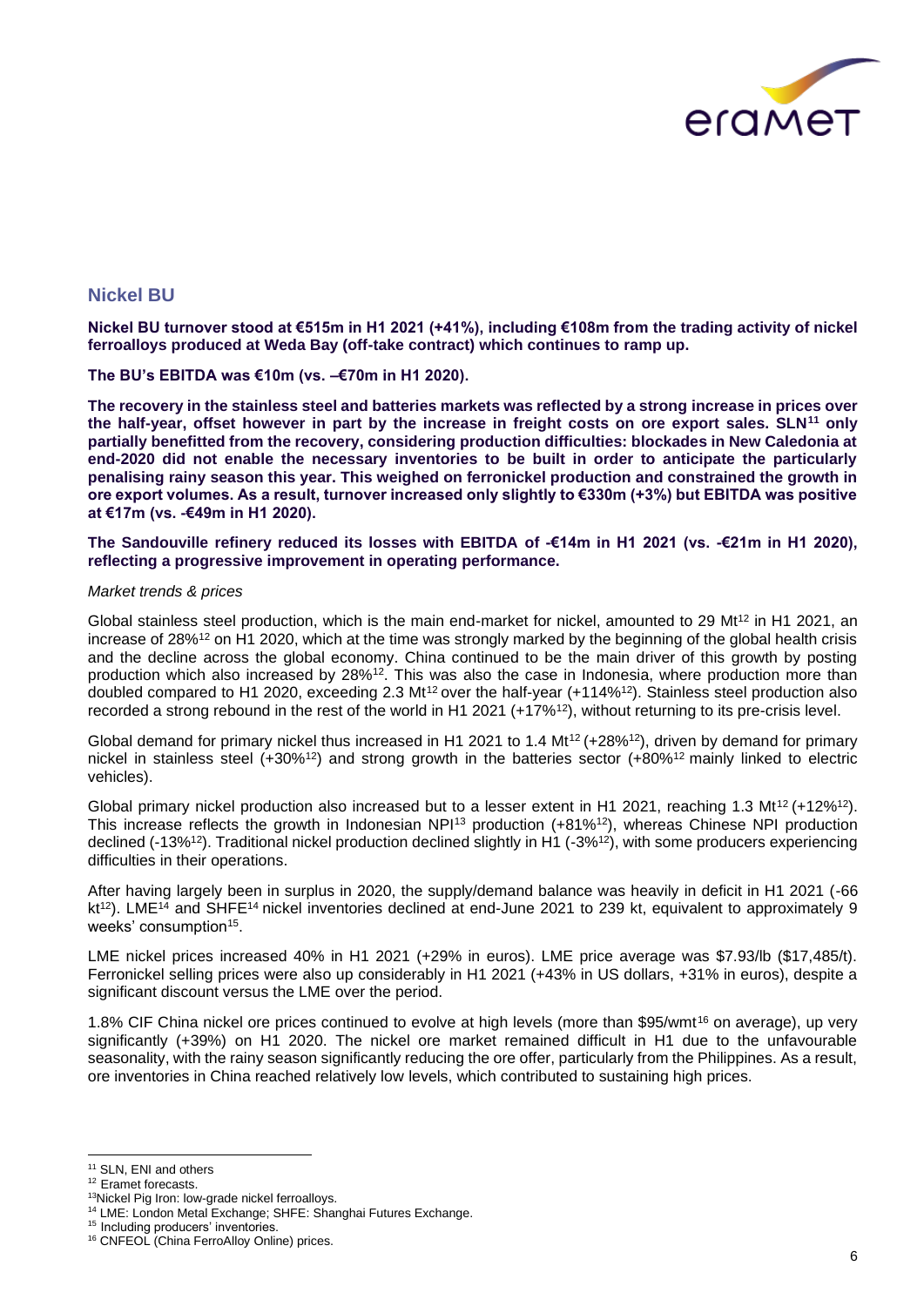## Nickel BU

**Nickel BU turnover stood at €515m in H1 2021 (+41%), including €108m from the trading activity of nickel ferroalloys produced at Weda Bay (off-take contract) which continues to ramp up.**

**The BU's EBITDA was €10m (vs. –€70m in H1 2020).**

**The recovery in the stainless steel and batteries markets was reflected by a strong increase in prices over the half-year, offset however in part by the increase in freight costs on ore export sales. SLN[11] only partially benefitted from the recovery, considering production difficulties: blockades in New Caledonia at end-2020 did not enable the necessary inventories to be built in order to anticipate the particularly penalising rainy season this year. This weighed on ferronickel production and constrained the growth in ore export volumes. As a result, turnover increased only slightly to €330m (+3%) but EBITDA was positive at €17m (vs. -€49m in H1 2020).**

**The Sandouville refinery reduced its losses with EBITDA of -€14m in H1 2021 (vs. -€21m in H1 2020), reflecting a progressive improvement in operating performance.**

*Market trends & prices*

Global stainless steel production, which is the main end-market for nickel, amounted to 29 Mt[12] in H1 2021, an increase of 28%[12] on H1 2020, which at the time was strongly marked by the beginning of the global health crisis and the decline across the global economy. China continued to be the main driver of this growth by posting production which also increased by 28%[12]. This was also the case in Indonesia, where production more than doubled compared to H1 2020, exceeding 2.3 Mt[12] over the half-year (+114%[12]). Stainless steel production also recorded a strong rebound in the rest of the world in H1 2021 (+17%[12]), without returning to its pre-crisis level.

Global demand for primary nickel thus increased in H1 2021 to 1.4 Mt[12] (+28%[12]), driven by demand for primary nickel in stainless steel (+30%[12]) and strong growth in the batteries sector (+80%[12] mainly linked to electric vehicles).

Global primary nickel production also increased but to a lesser extent in H1 2021, reaching 1.3 Mt[12] (+12%[12]). This increase reflects the growth in Indonesian NPI[13] production (+81%[12]), whereas Chinese NPI production declined (-13%[12]). Traditional nickel production declined slightly in H1 (-3%[12]), with some producers experiencing difficulties in their operations.

After having largely been in surplus in 2020, the supply/demand balance was heavily in deficit in H1 2021 (-66 kt[12]). LME[14] and SHFE[14] nickel inventories declined at end-June 2021 to 239 kt, equivalent to approximately 9 weeks' consumption[15].

LME nickel prices increased 40% in H1 2021 (+29% in euros). LME price average was $7.93/lb ($17,485/t). Ferronickel selling prices were also up considerably in H1 2021 (+43% in US dollars, +31% in euros), despite a significant discount versus the LME over the period.

1.8% CIF China nickel ore prices continued to evolve at high levels (more than $95/wmt[16] on average), up very significantly (+39%) on H1 2020. The nickel ore market remained difficult in H1 due to the unfavourable seasonality, with the rainy season significantly reducing the ore offer, particularly from the Philippines. As a result, ore inventories in China reached relatively low levels, which contributed to sustaining high prices.

---

[11] SLN, ENI and others
[12] Eramet forecasts.
[13] Nickel Pig Iron: low-grade nickel ferroalloys.
[14] LME: London Metal Exchange; SHFE: Shanghai Futures Exchange.
[15] Including producers' inventories.
[16] CNFEOL (China FerroAlloy Online) prices.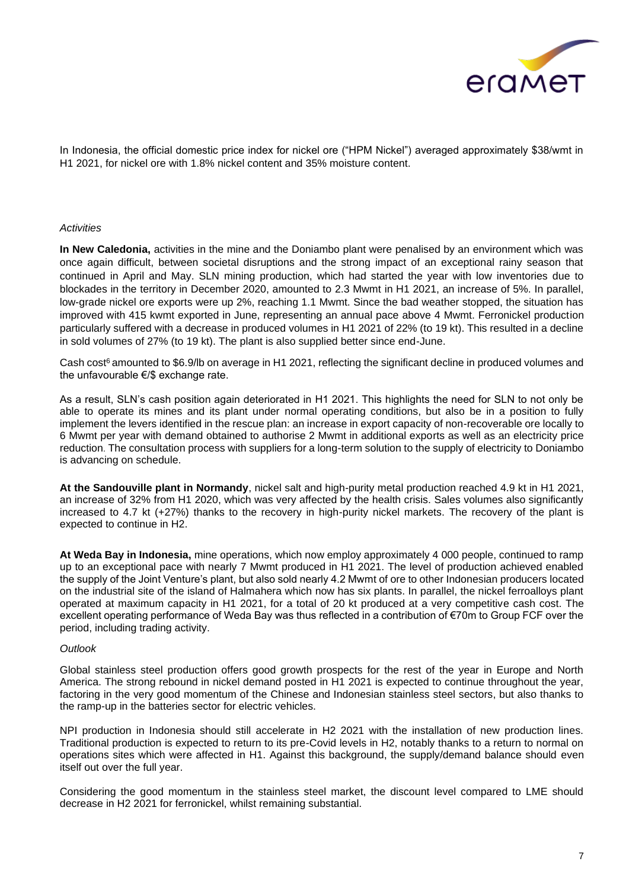In Indonesia, the official domestic price index for nickel ore ("HPM Nickel") averaged approximately \$38/wmt in H1 2021, for nickel ore with 1.8% nickel content and 35% moisture content.

*Activities*

**In New Caledonia,** activities in the mine and the Doniambo plant were penalised by an environment which was once again difficult, between societal disruptions and the strong impact of an exceptional rainy season that continued in April and May. SLN mining production, which had started the year with low inventories due to blockades in the territory in December 2020, amounted to 2.3 Mwmt in H1 2021, an increase of 5%. In parallel, low-grade nickel ore exports were up 2%, reaching 1.1 Mwmt. Since the bad weather stopped, the situation has improved with 415 kwmt exported in June, representing an annual pace above 4 Mwmt. Ferronickel production particularly suffered with a decrease in produced volumes in H1 2021 of 22% (to 19 kt). This resulted in a decline in sold volumes of 27% (to 19 kt). The plant is also supplied better since end-June.

Cash cost[6] amounted to \$6.9/lb on average in H1 2021, reflecting the significant decline in produced volumes and the unfavourable €/\$ exchange rate.

As a result, SLN's cash position again deteriorated in H1 2021. This highlights the need for SLN to not only be able to operate its mines and its plant under normal operating conditions, but also be in a position to fully implement the levers identified in the rescue plan: an increase in export capacity of non-recoverable ore locally to 6 Mwmt per year with demand obtained to authorise 2 Mwmt in additional exports as well as an electricity price reduction. The consultation process with suppliers for a long-term solution to the supply of electricity to Doniambo is advancing on schedule.

**At the Sandouville plant in Normandy**, nickel salt and high-purity metal production reached 4.9 kt in H1 2021, an increase of 32% from H1 2020, which was very affected by the health crisis. Sales volumes also significantly increased to 4.7 kt (+27%) thanks to the recovery in high-purity nickel markets. The recovery of the plant is expected to continue in H2.

**At Weda Bay in Indonesia,** mine operations, which now employ approximately 4 000 people, continued to ramp up to an exceptional pace with nearly 7 Mwmt produced in H1 2021. The level of production achieved enabled the supply of the Joint Venture's plant, but also sold nearly 4.2 Mwmt of ore to other Indonesian producers located on the industrial site of the island of Halmahera which now has six plants. In parallel, the nickel ferroalloys plant operated at maximum capacity in H1 2021, for a total of 20 kt produced at a very competitive cash cost. The excellent operating performance of Weda Bay was thus reflected in a contribution of €70m to Group FCF over the period, including trading activity.

*Outlook*

Global stainless steel production offers good growth prospects for the rest of the year in Europe and North America. The strong rebound in nickel demand posted in H1 2021 is expected to continue throughout the year, factoring in the very good momentum of the Chinese and Indonesian stainless steel sectors, but also thanks to the ramp-up in the batteries sector for electric vehicles.

NPI production in Indonesia should still accelerate in H2 2021 with the installation of new production lines. Traditional production is expected to return to its pre-Covid levels in H2, notably thanks to a return to normal on operations sites which were affected in H1. Against this background, the supply/demand balance should even itself out over the full year.

Considering the good momentum in the stainless steel market, the discount level compared to LME should decrease in H2 2021 for ferronickel, whilst remaining substantial.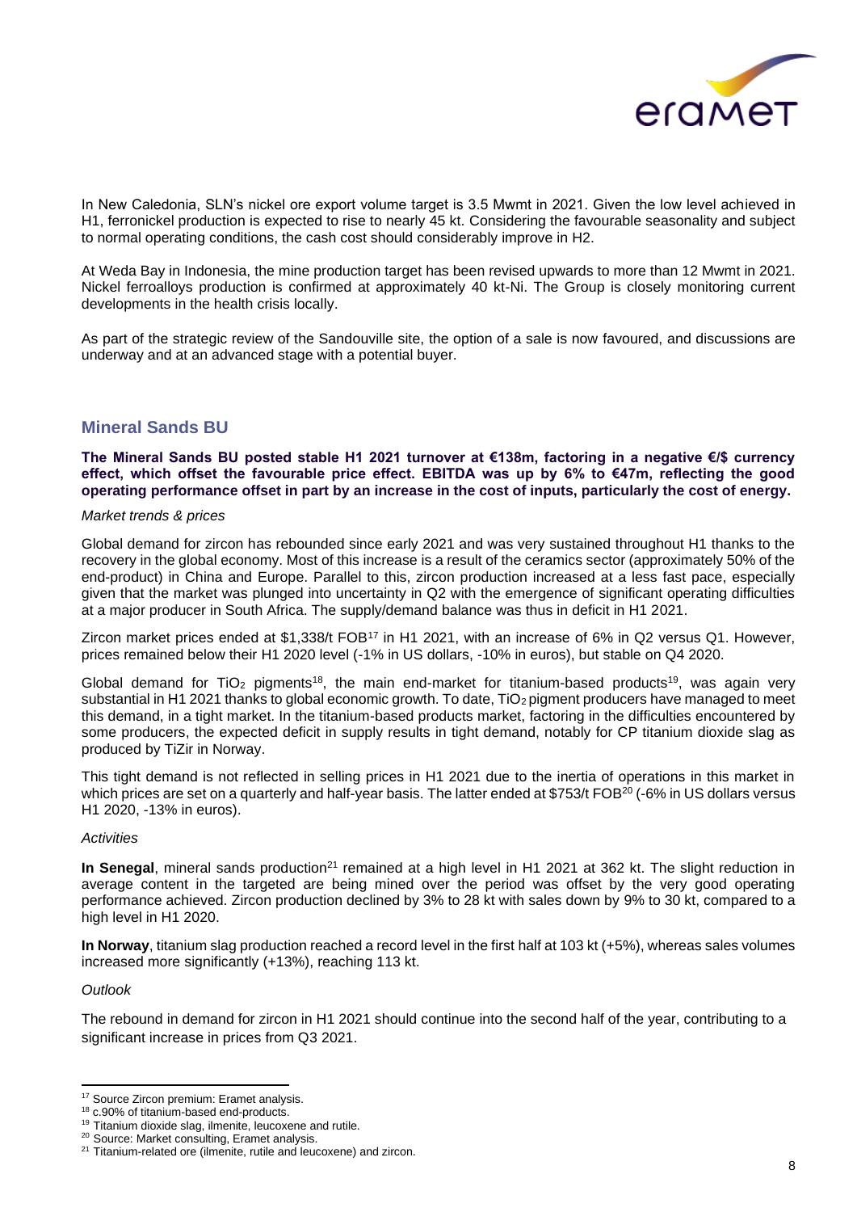In New Caledonia, SLN's nickel ore export volume target is 3.5 Mwmt in 2021. Given the low level achieved in H1, ferronickel production is expected to rise to nearly 45 kt. Considering the favourable seasonality and subject to normal operating conditions, the cash cost should considerably improve in H2.

At Weda Bay in Indonesia, the mine production target has been revised upwards to more than 12 Mwmt in 2021. Nickel ferroalloys production is confirmed at approximately 40 kt-Ni. The Group is closely monitoring current developments in the health crisis locally.

As part of the strategic review of the Sandouville site, the option of a sale is now favoured, and discussions are underway and at an advanced stage with a potential buyer.

## Mineral Sands BU

**The Mineral Sands BU posted stable H1 2021 turnover at €138m, factoring in a negative €/$ currency effect, which offset the favourable price effect. EBITDA was up by 6% to €47m, reflecting the good operating performance offset in part by an increase in the cost of inputs, particularly the cost of energy.**

*Market trends & prices*

Global demand for zircon has rebounded since early 2021 and was very sustained throughout H1 thanks to the recovery in the global economy. Most of this increase is a result of the ceramics sector (approximately 50% of the end-product) in China and Europe. Parallel to this, zircon production increased at a less fast pace, especially given that the market was plunged into uncertainty in Q2 with the emergence of significant operating difficulties at a major producer in South Africa. The supply/demand balance was thus in deficit in H1 2021.

Zircon market prices ended at $1,338/t FOB[17] in H1 2021, with an increase of 6% in Q2 versus Q1. However, prices remained below their H1 2020 level (-1% in US dollars, -10% in euros), but stable on Q4 2020.

Global demand for $TiO_2$ pigments[18], the main end-market for titanium-based products[19], was again very substantial in H1 2021 thanks to global economic growth. To date, $TiO_2$ pigment producers have managed to meet this demand, in a tight market. In the titanium-based products market, factoring in the difficulties encountered by some producers, the expected deficit in supply results in tight demand, notably for CP titanium dioxide slag as produced by TiZir in Norway.

This tight demand is not reflected in selling prices in H1 2021 due to the inertia of operations in this market in which prices are set on a quarterly and half-year basis. The latter ended at $753/t FOB[20] (-6% in US dollars versus H1 2020, -13% in euros).

*Activities*

**In Senegal**, mineral sands production[21] remained at a high level in H1 2021 at 362 kt. The slight reduction in average content in the targeted are being mined over the period was offset by the very good operating performance achieved. Zircon production declined by 3% to 28 kt with sales down by 9% to 30 kt, compared to a high level in H1 2020.

**In Norway**, titanium slag production reached a record level in the first half at 103 kt (+5%), whereas sales volumes increased more significantly (+13%), reaching 113 kt.

*Outlook*

The rebound in demand for zircon in H1 2021 should continue into the second half of the year, contributing to a significant increase in prices from Q3 2021.

---

[17] Source Zircon premium: Eramet analysis.
[18] c.90% of titanium-based end-products.
[19] Titanium dioxide slag, ilmenite, leucoxene and rutile.
[20] Source: Market consulting, Eramet analysis.
[21] Titanium-related ore (ilmenite, rutile and leucoxene) and zircon.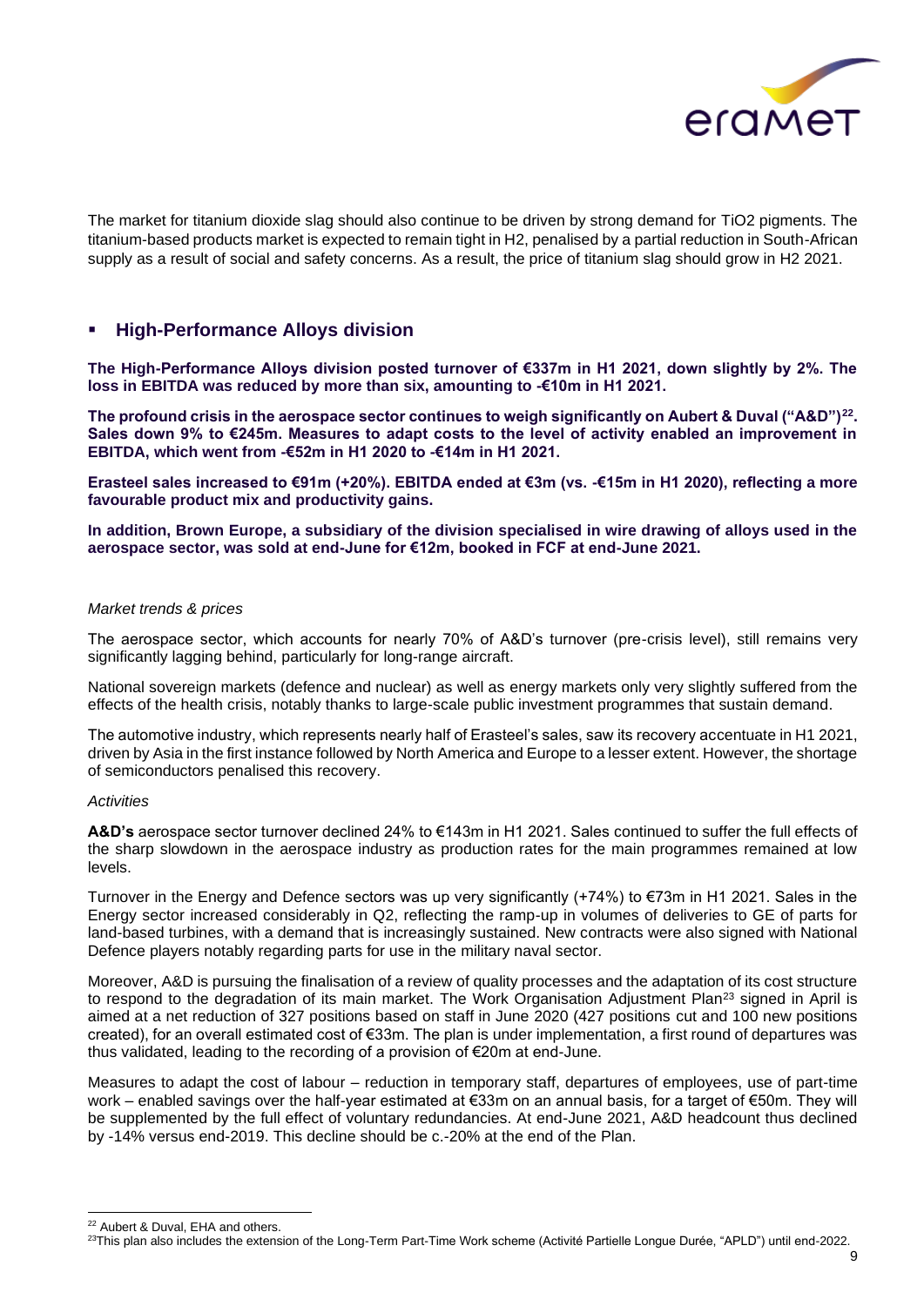The market for titanium dioxide slag should also continue to be driven by strong demand for $TiO_2$ pigments. The titanium-based products market is expected to remain tight in H2, penalised by a partial reduction in South-African supply as a result of social and safety concerns. As a result, the price of titanium slag should grow in H2 2021.

## High-Performance Alloys division

**The High-Performance Alloys division posted turnover of €337m in H1 2021, down slightly by 2%. The loss in EBITDA was reduced by more than six, amounting to -€10m in H1 2021.**

**The profound crisis in the aerospace sector continues to weigh significantly on Aubert & Duval ("A&D")[22]. Sales down 9% to €245m. Measures to adapt costs to the level of activity enabled an improvement in EBITDA, which went from -€52m in H1 2020 to -€14m in H1 2021.**

**Erasteel sales increased to €91m (+20%). EBITDA ended at €3m (vs. -€15m in H1 2020), reflecting a more favourable product mix and productivity gains.**

**In addition, Brown Europe, a subsidiary of the division specialised in wire drawing of alloys used in the aerospace sector, was sold at end-June for €12m, booked in FCF at end-June 2021.**

*Market trends & prices*

The aerospace sector, which accounts for nearly 70% of A&D's turnover (pre-crisis level), still remains very significantly lagging behind, particularly for long-range aircraft.

National sovereign markets (defence and nuclear) as well as energy markets only very slightly suffered from the effects of the health crisis, notably thanks to large-scale public investment programmes that sustain demand.

The automotive industry, which represents nearly half of Erasteel's sales, saw its recovery accentuate in H1 2021, driven by Asia in the first instance followed by North America and Europe to a lesser extent. However, the shortage of semiconductors penalised this recovery.

*Activities*

**A&D's** aerospace sector turnover declined 24% to €143m in H1 2021. Sales continued to suffer the full effects of the sharp slowdown in the aerospace industry as production rates for the main programmes remained at low levels.

Turnover in the Energy and Defence sectors was up very significantly (+74%) to €73m in H1 2021. Sales in the Energy sector increased considerably in Q2, reflecting the ramp-up in volumes of deliveries to GE of parts for land-based turbines, with a demand that is increasingly sustained. New contracts were also signed with National Defence players notably regarding parts for use in the military naval sector.

Moreover, A&D is pursuing the finalisation of a review of quality processes and the adaptation of its cost structure to respond to the degradation of its main market. The Work Organisation Adjustment Plan[23] signed in April is aimed at a net reduction of 327 positions based on staff in June 2020 (427 positions cut and 100 new positions created), for an overall estimated cost of €33m. The plan is under implementation, a first round of departures was thus validated, leading to the recording of a provision of €20m at end-June.

Measures to adapt the cost of labour – reduction in temporary staff, departures of employees, use of part-time work – enabled savings over the half-year estimated at €33m on an annual basis, for a target of €50m. They will be supplemented by the full effect of voluntary redundancies. At end-June 2021, A&D headcount thus declined by -14% versus end-2019. This decline should be c.-20% at the end of the Plan.

---

[22] Aubert & Duval, EHA and others.

[23] This plan also includes the extension of the Long-Term Part-Time Work scheme (Activité Partielle Longue Durée, "APLD") until end-2022.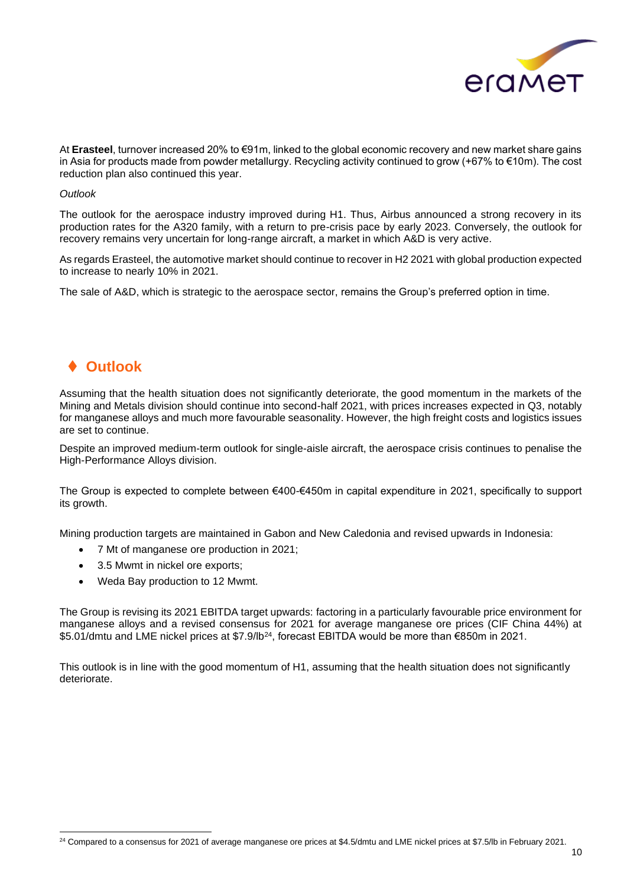At **Erasteel**, turnover increased 20% to €91m, linked to the global economic recovery and new market share gains in Asia for products made from powder metallurgy. Recycling activity continued to grow (+67% to €10m). The cost reduction plan also continued this year.

*Outlook*

The outlook for the aerospace industry improved during H1. Thus, Airbus announced a strong recovery in its production rates for the A320 family, with a return to pre-crisis pace by early 2023. Conversely, the outlook for recovery remains very uncertain for long-range aircraft, a market in which A&D is very active.

As regards Erasteel, the automotive market should continue to recover in H2 2021 with global production expected to increase to nearly 10% in 2021.

The sale of A&D, which is strategic to the aerospace sector, remains the Group's preferred option in time.

## ♦ Outlook

Assuming that the health situation does not significantly deteriorate, the good momentum in the markets of the Mining and Metals division should continue into second-half 2021, with prices increases expected in Q3, notably for manganese alloys and much more favourable seasonality. However, the high freight costs and logistics issues are set to continue.

Despite an improved medium-term outlook for single-aisle aircraft, the aerospace crisis continues to penalise the High-Performance Alloys division.

The Group is expected to complete between €400-€450m in capital expenditure in 2021, specifically to support its growth.

Mining production targets are maintained in Gabon and New Caledonia and revised upwards in Indonesia:

- 7 Mt of manganese ore production in 2021;
- 3.5 Mwmt in nickel ore exports;
- Weda Bay production to 12 Mwmt.

The Group is revising its 2021 EBITDA target upwards: factoring in a particularly favourable price environment for manganese alloys and a revised consensus for 2021 for average manganese ore prices (CIF China 44%) at \$5.01/dmtu and LME nickel prices at \$7.9/lb[24], forecast EBITDA would be more than €850m in 2021.

This outlook is in line with the good momentum of H1, assuming that the health situation does not significantly deteriorate.

[24] Compared to a consensus for 2021 of average manganese ore prices at \$4.5/dmtu and LME nickel prices at \$7.5/lb in February 2021.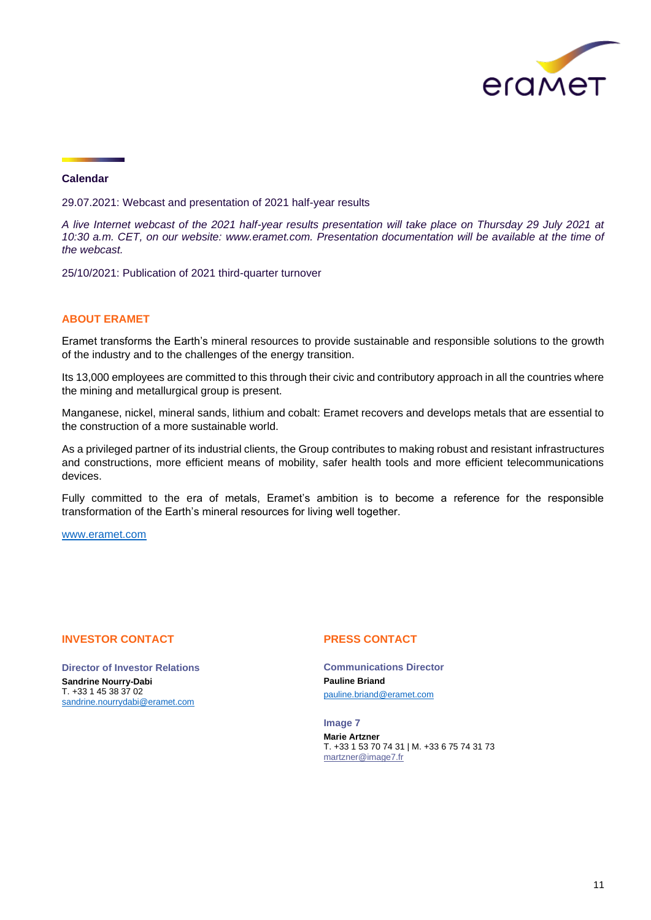## Calendar

29.07.2021: Webcast and presentation of 2021 half-year results

*A live Internet webcast of the 2021 half-year results presentation will take place on Thursday 29 July 2021 at 10:30 a.m. CET, on our website: www.eramet.com. Presentation documentation will be available at the time of the webcast.*

25/10/2021: Publication of 2021 third-quarter turnover

## ABOUT ERAMET

Eramet transforms the Earth's mineral resources to provide sustainable and responsible solutions to the growth of the industry and to the challenges of the energy transition.

Its 13,000 employees are committed to this through their civic and contributory approach in all the countries where the mining and metallurgical group is present.

Manganese, nickel, mineral sands, lithium and cobalt: Eramet recovers and develops metals that are essential to the construction of a more sustainable world.

As a privileged partner of its industrial clients, the Group contributes to making robust and resistant infrastructures and constructions, more efficient means of mobility, safer health tools and more efficient telecommunications devices.

Fully committed to the era of metals, Eramet's ambition is to become a reference for the responsible transformation of the Earth's mineral resources for living well together.

www.eramet.com

## INVESTOR CONTACT

**Director of Investor Relations**
**Sandrine Nourry-Dabi**
T. +33 1 45 38 37 02
sandrine.nourrydabi@eramet.com

## PRESS CONTACT

**Communications Director**
**Pauline Briand**
pauline.briand@eramet.com

**Image 7**
**Marie Artzner**
T. +33 1 53 70 74 31 | M. +33 6 75 74 31 73
martzner@image7.fr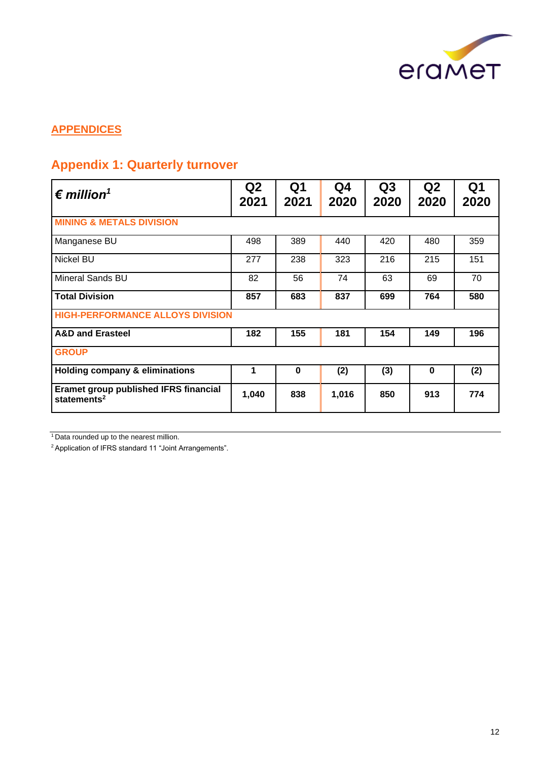## APPENDICES

## Appendix 1: Quarterly turnover

| *€ million*[1] | Q2 2021 | Q1 2021 | Q4 2020 | Q3 2020 | Q2 2020 | Q1 2020 |
|---|---|---|---|---|---|---|
| **MINING & METALS DIVISION** | | | | | | |
| Manganese BU | 498 | 389 | 440 | 420 | 480 | 359 |
| Nickel BU | 277 | 238 | 323 | 216 | 215 | 151 |
| Mineral Sands BU | 82 | 56 | 74 | 63 | 69 | 70 |
| **Total Division** | **857** | **683** | **837** | **699** | **764** | **580** |
| **HIGH-PERFORMANCE ALLOYS DIVISION** | | | | | | |
| **A&D and Erasteel** | **182** | **155** | **181** | **154** | **149** | **196** |
| **GROUP** | | | | | | |
| **Holding company & eliminations** | **1** | **0** | **(2)** | **(3)** | **0** | **(2)** |
| **Eramet group published IFRS financial statements**[2] | **1,040** | **838** | **1,016** | **850** | **913** | **774** |

[1] Data rounded up to the nearest million.

[2] Application of IFRS standard 11 "Joint Arrangements".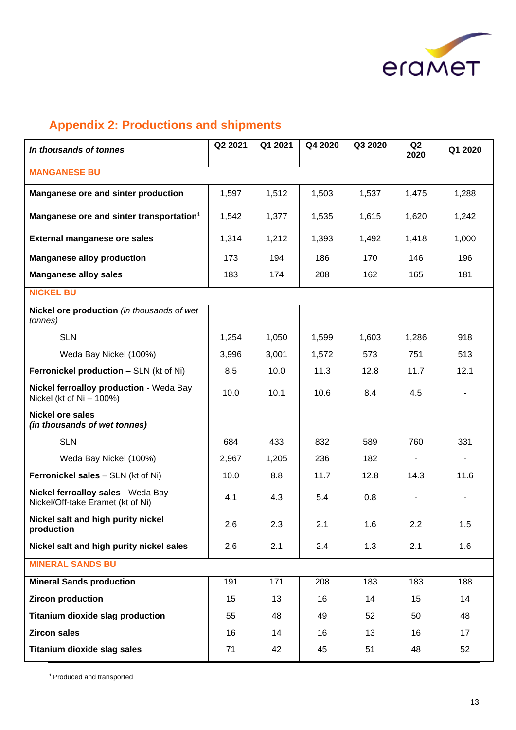## Appendix 2: Productions and shipments

| *In thousands of tonnes* | Q2 2021 | Q1 2021 | Q4 2020 | Q3 2020 | Q2 2020 | Q1 2020 |
|---|---|---|---|---|---|---|
| **MANGANESE BU** | | | | | | |
| **Manganese ore and sinter production** | 1,597 | 1,512 | 1,503 | 1,537 | 1,475 | 1,288 |
| **Manganese ore and sinter transportation**[1] | 1,542 | 1,377 | 1,535 | 1,615 | 1,620 | 1,242 |
| **External manganese ore sales** | 1,314 | 1,212 | 1,393 | 1,492 | 1,418 | 1,000 |
| **Manganese alloy production** | 173 | 194 | 186 | 170 | 146 | 196 |
| **Manganese alloy sales** | 183 | 174 | 208 | 162 | 165 | 181 |
| **NICKEL BU** | | | | | | |
| **Nickel ore production** *(in thousands of wet tonnes)* | | | | | | |
| SLN | 1,254 | 1,050 | 1,599 | 1,603 | 1,286 | 918 |
| Weda Bay Nickel (100%) | 3,996 | 3,001 | 1,572 | 573 | 751 | 513 |
| **Ferronickel production** – SLN (kt of Ni) | 8.5 | 10.0 | 11.3 | 12.8 | 11.7 | 12.1 |
| **Nickel ferroalloy production** - Weda Bay Nickel (kt of Ni – 100%) | 10.0 | 10.1 | 10.6 | 8.4 | 4.5 | - |
| **Nickel ore sales** ***(in thousands of wet tonnes)*** | | | | | | |
| SLN | 684 | 433 | 832 | 589 | 760 | 331 |
| Weda Bay Nickel (100%) | 2,967 | 1,205 | 236 | 182 | - | - |
| **Ferronickel sales** – SLN (kt of Ni) | 10.0 | 8.8 | 11.7 | 12.8 | 14.3 | 11.6 |
| **Nickel ferroalloy sales** - Weda Bay Nickel/Off-take Eramet (kt of Ni) | 4.1 | 4.3 | 5.4 | 0.8 | - | - |
| **Nickel salt and high purity nickel production** | 2.6 | 2.3 | 2.1 | 1.6 | 2.2 | 1.5 |
| **Nickel salt and high purity nickel sales** | 2.6 | 2.1 | 2.4 | 1.3 | 2.1 | 1.6 |
| **MINERAL SANDS BU** | | | | | | |
| **Mineral Sands production** | 191 | 171 | 208 | 183 | 183 | 188 |
| **Zircon production** | 15 | 13 | 16 | 14 | 15 | 14 |
| **Titanium dioxide slag production** | 55 | 48 | 49 | 52 | 50 | 48 |
| **Zircon sales** | 16 | 14 | 16 | 13 | 16 | 17 |
| **Titanium dioxide slag sales** | 71 | 42 | 45 | 51 | 48 | 52 |

[1] Produced and transported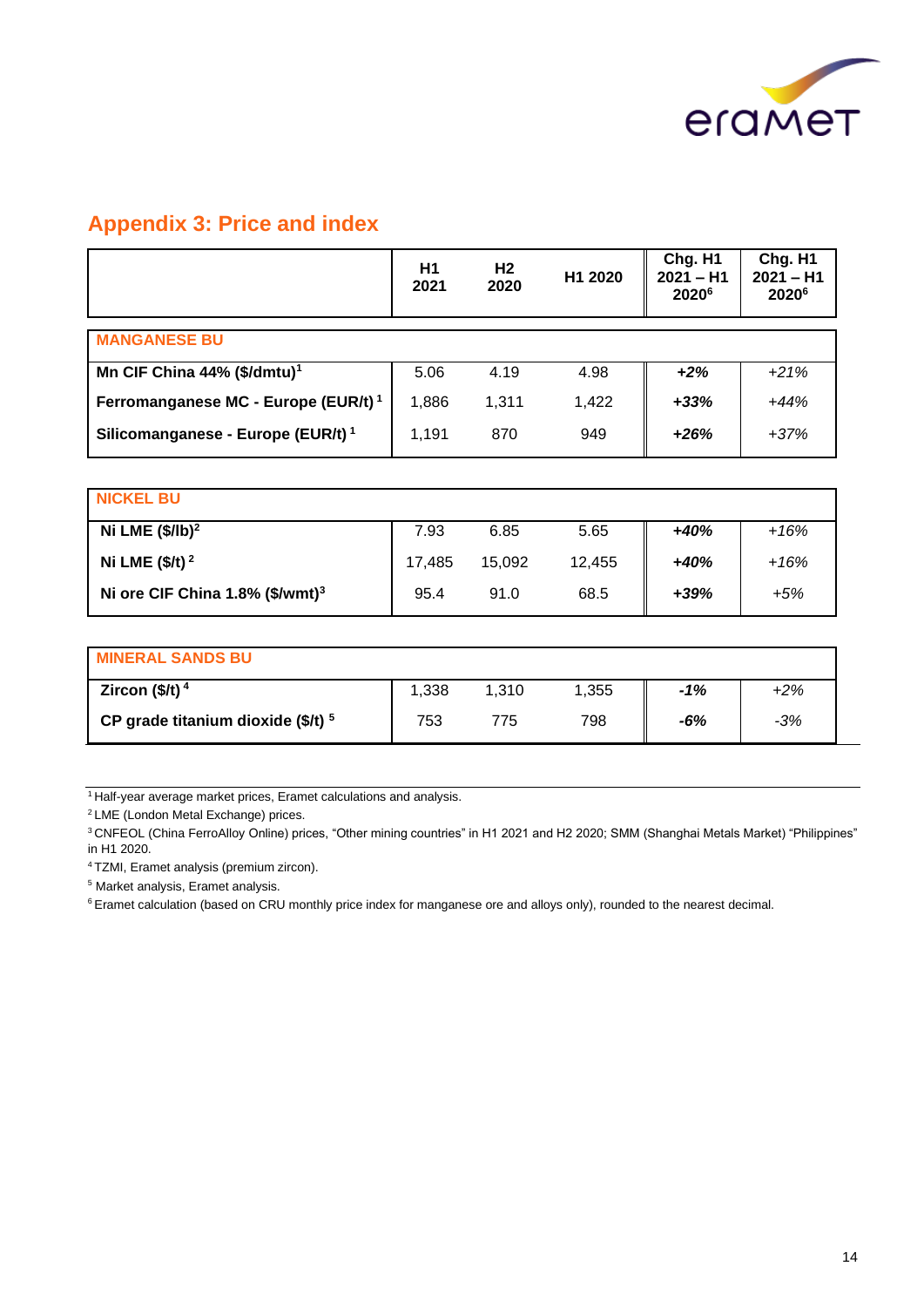## Appendix 3: Price and index

| | H1 2021 | H2 2020 | H1 2020 | Chg. H1 2021 – H1 2020[6] | Chg. H1 2021 – H1 2020[6] |
|---|---|---|---|---|---|
| **MANGANESE BU** | | | | | |
| **Mn CIF China 44% ($/dmtu)[1]** | 5.06 | 4.19 | 4.98 | ***+2%*** | *+21%* |
| **Ferromanganese MC - Europe (EUR/t)[1]** | 1,886 | 1,311 | 1,422 | ***+33%*** | *+44%* |
| **Silicomanganese - Europe (EUR/t)[1]** | 1,191 | 870 | 949 | ***+26%*** | *+37%* |
| **NICKEL BU** | | | | | |
| **Ni LME ($/lb)[2]** | 7.93 | 6.85 | 5.65 | ***+40%*** | *+16%* |
| **Ni LME ($/t)[2]** | 17,485 | 15,092 | 12,455 | ***+40%*** | *+16%* |
| **Ni ore CIF China 1.8% ($/wmt)[3]** | 95.4 | 91.0 | 68.5 | ***+39%*** | *+5%* |
| **MINERAL SANDS BU** | | | | | |
| **Zircon ($/t)[4]** | 1,338 | 1,310 | 1,355 | ***-1%*** | *+2%* |
| **CP grade titanium dioxide ($/t)[5]** | 753 | 775 | 798 | ***-6%*** | *-3%* |

[1] Half-year average market prices, Eramet calculations and analysis.

[2] LME (London Metal Exchange) prices.

[3] CNFEOL (China FerroAlloy Online) prices, "Other mining countries" in H1 2021 and H2 2020; SMM (Shanghai Metals Market) "Philippines" in H1 2020.

[4] TZMI, Eramet analysis (premium zircon).

[5] Market analysis, Eramet analysis.

[6] Eramet calculation (based on CRU monthly price index for manganese ore and alloys only), rounded to the nearest decimal.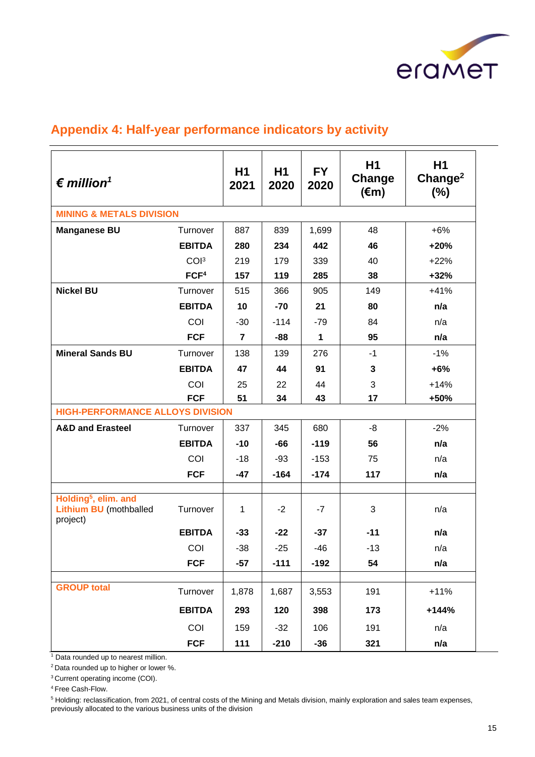## Appendix 4: Half-year performance indicators by activity

| *€ million*[1] | | H1 2021 | H1 2020 | FY 2020 | H1 Change (€m) | H1 Change[2] (%) |
|---|---|---|---|---|---|---|
| **MINING & METALS DIVISION** | | | | | | |
| **Manganese BU** | Turnover | 887 | 839 | 1,699 | 48 | +6% |
| | **EBITDA** | **280** | **234** | **442** | **46** | **+20%** |
| | COI[3] | 219 | 179 | 339 | 40 | +22% |
| | **FCF[4]** | **157** | **119** | **285** | **38** | **+32%** |
| **Nickel BU** | Turnover | 515 | 366 | 905 | 149 | +41% |
| | **EBITDA** | **10** | **-70** | **21** | **80** | **n/a** |
| | COI | -30 | -114 | -79 | 84 | n/a |
| | **FCF** | **7** | **-88** | **1** | **95** | **n/a** |
| **Mineral Sands BU** | Turnover | 138 | 139 | 276 | -1 | -1% |
| | **EBITDA** | **47** | **44** | **91** | **3** | **+6%** |
| | COI | 25 | 22 | 44 | 3 | +14% |
| | **FCF** | **51** | **34** | **43** | **17** | **+50%** |
| **HIGH-PERFORMANCE ALLOYS DIVISION** | | | | | | |
| **A&D and Erasteel** | Turnover | 337 | 345 | 680 | -8 | -2% |
| | **EBITDA** | **-10** | **-66** | **-119** | **56** | **n/a** |
| | COI | -18 | -93 | -153 | 75 | n/a |
| | **FCF** | **-47** | **-164** | **-174** | **117** | **n/a** |
| | | | | | | |
| **Holding[5], elim. and Lithium BU** (mothballed project) | Turnover | 1 | -2 | -7 | 3 | n/a |
| | **EBITDA** | **-33** | **-22** | **-37** | **-11** | **n/a** |
| | COI | -38 | -25 | -46 | -13 | n/a |
| | **FCF** | **-57** | **-111** | **-192** | **54** | **n/a** |
| | | | | | | |
| **GROUP total** | Turnover | 1,878 | 1,687 | 3,553 | 191 | +11% |
| | **EBITDA** | **293** | **120** | **398** | **173** | **+144%** |
| | COI | 159 | -32 | 106 | 191 | n/a |
| | **FCF** | **111** | **-210** | **-36** | **321** | **n/a** |

[1] Data rounded up to nearest million.

[2] Data rounded up to higher or lower %.

[3] Current operating income (COI).

[4] Free Cash-Flow.

[5] Holding: reclassification, from 2021, of central costs of the Mining and Metals division, mainly exploration and sales team expenses, previously allocated to the various business units of the division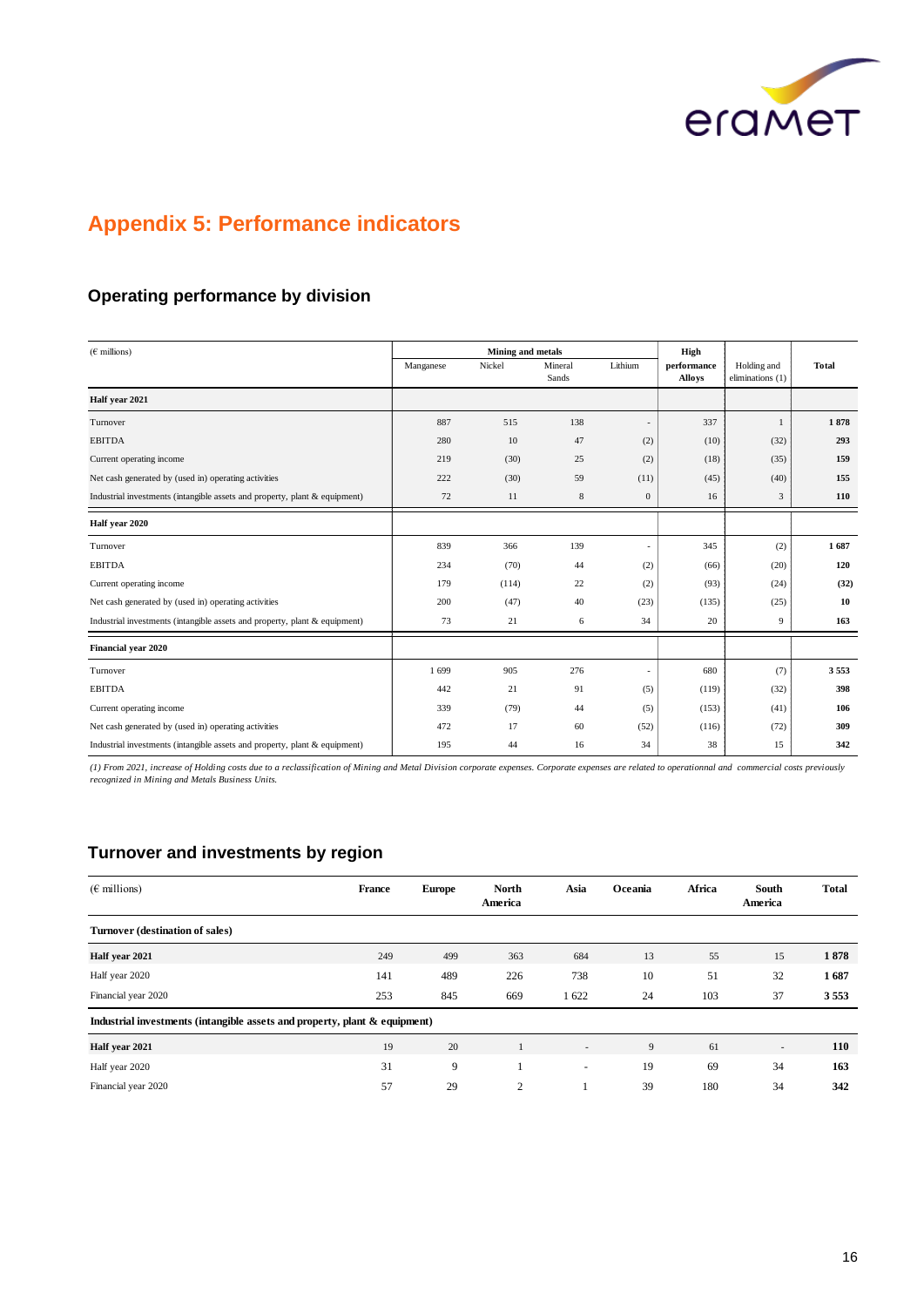## Appendix 5: Performance indicators

### Operating performance by division

| (€ millions) | Mining and metals | | | | High performance Alloys | Holding and eliminations (1) | Total |
|---|---|---|---|---|---|---|---|
| | Manganese | Nickel | Mineral Sands | Lithium | | | |
| **Half year 2021** | | | | | | | |
| Turnover | 887 | 515 | 138 | - | 337 | 1 | **1 878** |
| EBITDA | 280 | 10 | 47 | (2) | (10) | (32) | **293** |
| Current operating income | 219 | (30) | 25 | (2) | (18) | (35) | **159** |
| Net cash generated by (used in) operating activities | 222 | (30) | 59 | (11) | (45) | (40) | **155** |
| Industrial investments (intangible assets and property, plant & equipment) | 72 | 11 | 8 | 0 | 16 | 3 | **110** |
| **Half year 2020** | | | | | | | |
| Turnover | 839 | 366 | 139 | - | 345 | (2) | **1 687** |
| EBITDA | 234 | (70) | 44 | (2) | (66) | (20) | **120** |
| Current operating income | 179 | (114) | 22 | (2) | (93) | (24) | **(32)** |
| Net cash generated by (used in) operating activities | 200 | (47) | 40 | (23) | (135) | (25) | **10** |
| Industrial investments (intangible assets and property, plant & equipment) | 73 | 21 | 6 | 34 | 20 | 9 | **163** |
| **Financial year 2020** | | | | | | | |
| Turnover | 1 699 | 905 | 276 | - | 680 | (7) | **3 553** |
| EBITDA | 442 | 21 | 91 | (5) | (119) | (32) | **398** |
| Current operating income | 339 | (79) | 44 | (5) | (153) | (41) | **106** |
| Net cash generated by (used in) operating activities | 472 | 17 | 60 | (52) | (116) | (72) | **309** |
| Industrial investments (intangible assets and property, plant & equipment) | 195 | 44 | 16 | 34 | 38 | 15 | **342** |

*(1) From 2021, increase of Holding costs due to a reclassification of Mining and Metal Division corporate expenses. Corporate expenses are related to operationnal and commercial costs previously recognized in Mining and Metals Business Units.*

### Turnover and investments by region

| (€ millions) | France | Europe | North America | Asia | Oceania | Africa | South America | Total |
|---|---|---|---|---|---|---|---|---|
| **Turnover (destination of sales)** | | | | | | | | |
| **Half year 2021** | 249 | 499 | 363 | 684 | 13 | 55 | 15 | **1 878** |
| Half year 2020 | 141 | 489 | 226 | 738 | 10 | 51 | 32 | **1 687** |
| Financial year 2020 | 253 | 845 | 669 | 1 622 | 24 | 103 | 37 | **3 553** |
| **Industrial investments (intangible assets and property, plant & equipment)** | | | | | | | | |
| **Half year 2021** | 19 | 20 | 1 | - | 9 | 61 | - | **110** |
| Half year 2020 | 31 | 9 | 1 | - | 19 | 69 | 34 | **163** |
| Financial year 2020 | 57 | 29 | 2 | 1 | 39 | 180 | 34 | **342** |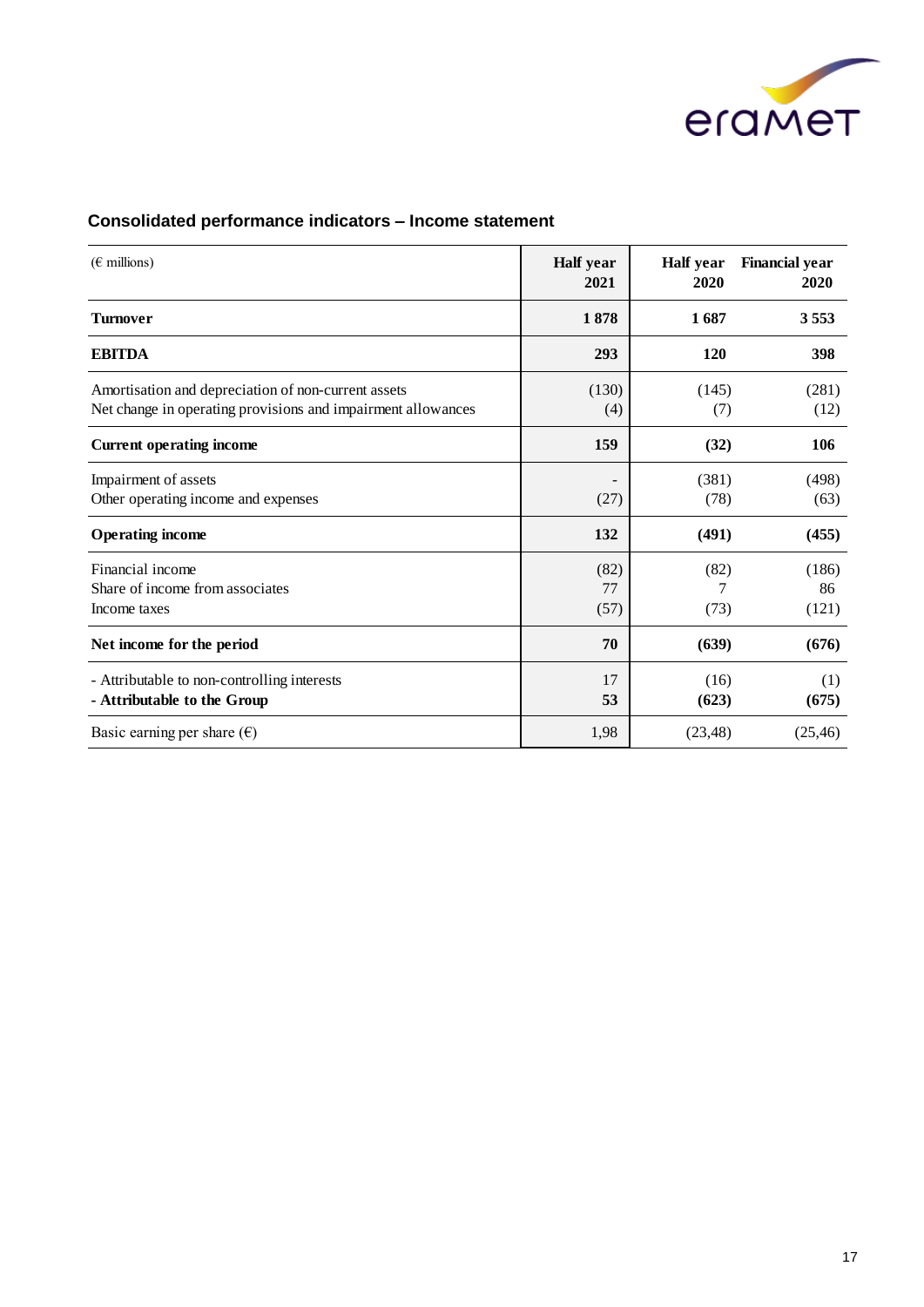## Consolidated performance indicators – Income statement

| (€ millions) | Half year 2021 | Half year 2020 | Financial year 2020 |
|---|---|---|---|
| **Turnover** | **1 878** | **1 687** | **3 553** |
| **EBITDA** | **293** | **120** | **398** |
| Amortisation and depreciation of non-current assets | (130) | (145) | (281) |
| Net change in operating provisions and impairment allowances | (4) | (7) | (12) |
| **Current operating income** | **159** | **(32)** | **106** |
| Impairment of assets | - | (381) | (498) |
| Other operating income and expenses | (27) | (78) | (63) |
| **Operating income** | **132** | **(491)** | **(455)** |
| Financial income | (82) | (82) | (186) |
| Share of income from associates | 77 | 7 | 86 |
| Income taxes | (57) | (73) | (121) |
| **Net income for the period** | **70** | **(639)** | **(676)** |
| - Attributable to non-controlling interests | 17 | (16) | (1) |
| **- Attributable to the Group** | **53** | **(623)** | **(675)** |
| Basic earning per share (€) | 1,98 | (23,48) | (25,46) |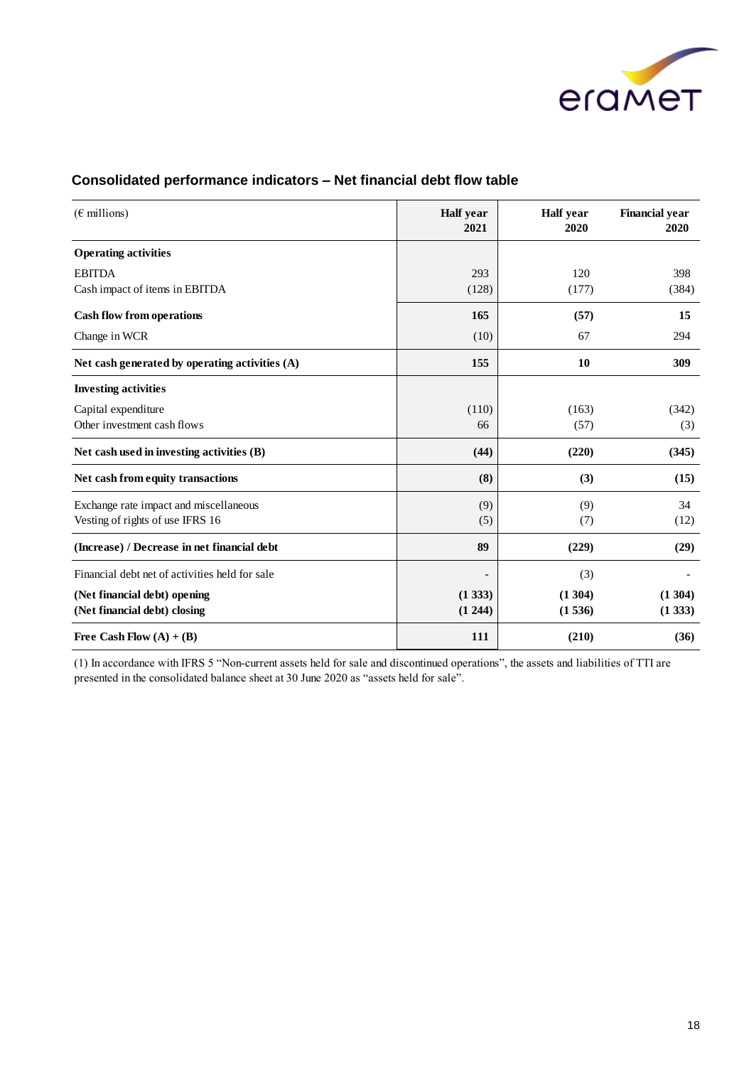## Consolidated performance indicators – Net financial debt flow table

| (€ millions) | Half year 2021 | Half year 2020 | Financial year 2020 |
|---|---|---|---|
| **Operating activities** | | | |
| EBITDA | 293 | 120 | 398 |
| Cash impact of items in EBITDA | (128) | (177) | (384) |
| **Cash flow from operations** | **165** | **(57)** | **15** |
| Change in WCR | (10) | 67 | 294 |
| **Net cash generated by operating activities (A)** | **155** | **10** | **309** |
| **Investing activities** | | | |
| Capital expenditure | (110) | (163) | (342) |
| Other investment cash flows | 66 | (57) | (3) |
| **Net cash used in investing activities (B)** | **(44)** | **(220)** | **(345)** |
| **Net cash from equity transactions** | **(8)** | **(3)** | **(15)** |
| Exchange rate impact and miscellaneous | (9) | (9) | 34 |
| Vesting of rights of use IFRS 16 | (5) | (7) | (12) |
| **(Increase) / Decrease in net financial debt** | **89** | **(229)** | **(29)** |
| Financial debt net of activities held for sale | - | (3) | - |
| **(Net financial debt) opening** | **(1 333)** | **(1 304)** | **(1 304)** |
| **(Net financial debt) closing** | **(1 244)** | **(1 536)** | **(1 333)** |
| **Free Cash Flow (A) + (B)** | **111** | **(210)** | **(36)** |

(1) In accordance with IFRS 5 "Non-current assets held for sale and discontinued operations", the assets and liabilities of TTI are presented in the consolidated balance sheet at 30 June 2020 as "assets held for sale".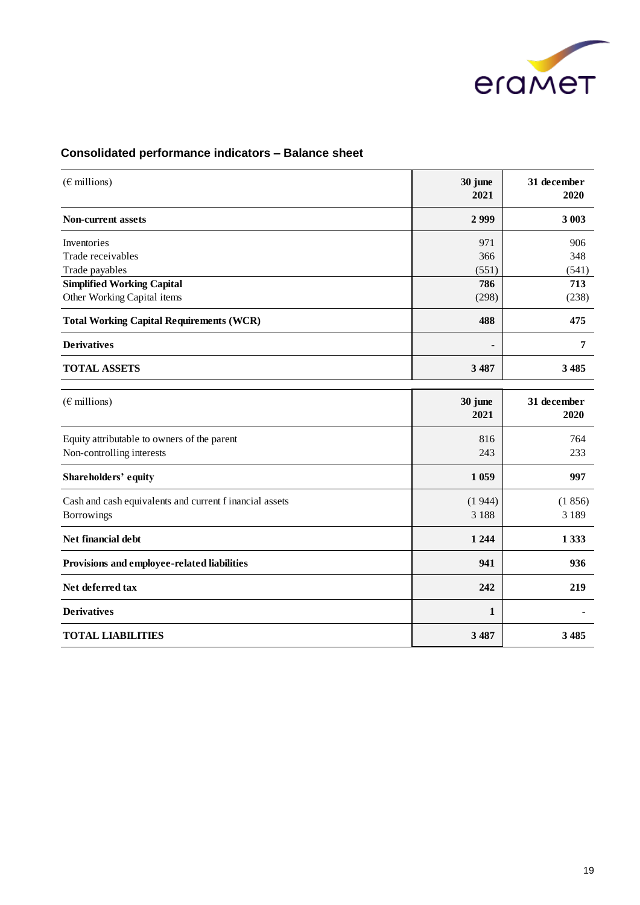## Consolidated performance indicators – Balance sheet

| (€ millions) | 30 june 2021 | 31 december 2020 |
|---|---|---|
| **Non-current assets** | **2 999** | **3 003** |
| Inventories | 971 | 906 |
| Trade receivables | 366 | 348 |
| Trade payables | (551) | (541) |
| **Simplified Working Capital** | **786** | **713** |
| Other Working Capital items | (298) | (238) |
| **Total Working Capital Requirements (WCR)** | **488** | **475** |
| **Derivatives** | **-** | **7** |
| **TOTAL ASSETS** | **3 487** | **3 485** |

| (€ millions) | 30 june 2021 | 31 december 2020 |
|---|---|---|
| Equity attributable to owners of the parent | 816 | 764 |
| Non-controlling interests | 243 | 233 |
| **Shareholders' equity** | **1 059** | **997** |
| Cash and cash equivalents and current financial assets | (1 944) | (1 856) |
| Borrowings | 3 188 | 3 189 |
| **Net financial debt** | **1 244** | **1 333** |
| **Provisions and employee-related liabilities** | **941** | **936** |
| **Net deferred tax** | **242** | **219** |
| **Derivatives** | **1** | **-** |
| **TOTAL LIABILITIES** | **3 487** | **3 485** |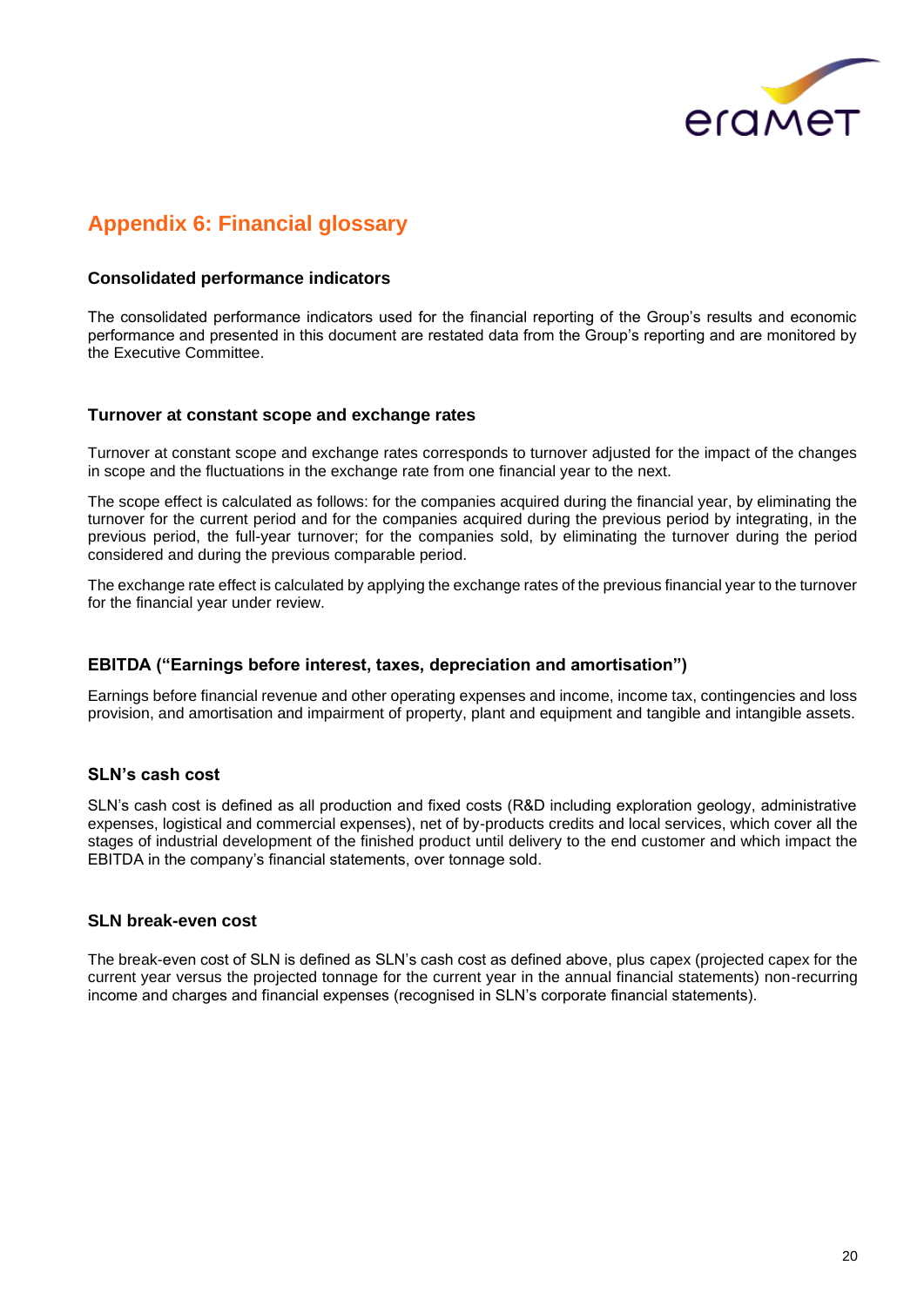## Appendix 6: Financial glossary

### Consolidated performance indicators

The consolidated performance indicators used for the financial reporting of the Group's results and economic performance and presented in this document are restated data from the Group's reporting and are monitored by the Executive Committee.

### Turnover at constant scope and exchange rates

Turnover at constant scope and exchange rates corresponds to turnover adjusted for the impact of the changes in scope and the fluctuations in the exchange rate from one financial year to the next.

The scope effect is calculated as follows: for the companies acquired during the financial year, by eliminating the turnover for the current period and for the companies acquired during the previous period by integrating, in the previous period, the full-year turnover; for the companies sold, by eliminating the turnover during the period considered and during the previous comparable period.

The exchange rate effect is calculated by applying the exchange rates of the previous financial year to the turnover for the financial year under review.

### EBITDA ("Earnings before interest, taxes, depreciation and amortisation")

Earnings before financial revenue and other operating expenses and income, income tax, contingencies and loss provision, and amortisation and impairment of property, plant and equipment and tangible and intangible assets.

### SLN's cash cost

SLN's cash cost is defined as all production and fixed costs (R&D including exploration geology, administrative expenses, logistical and commercial expenses), net of by-products credits and local services, which cover all the stages of industrial development of the finished product until delivery to the end customer and which impact the EBITDA in the company's financial statements, over tonnage sold.

### SLN break-even cost

The break-even cost of SLN is defined as SLN's cash cost as defined above, plus capex (projected capex for the current year versus the projected tonnage for the current year in the annual financial statements) non-recurring income and charges and financial expenses (recognised in SLN's corporate financial statements).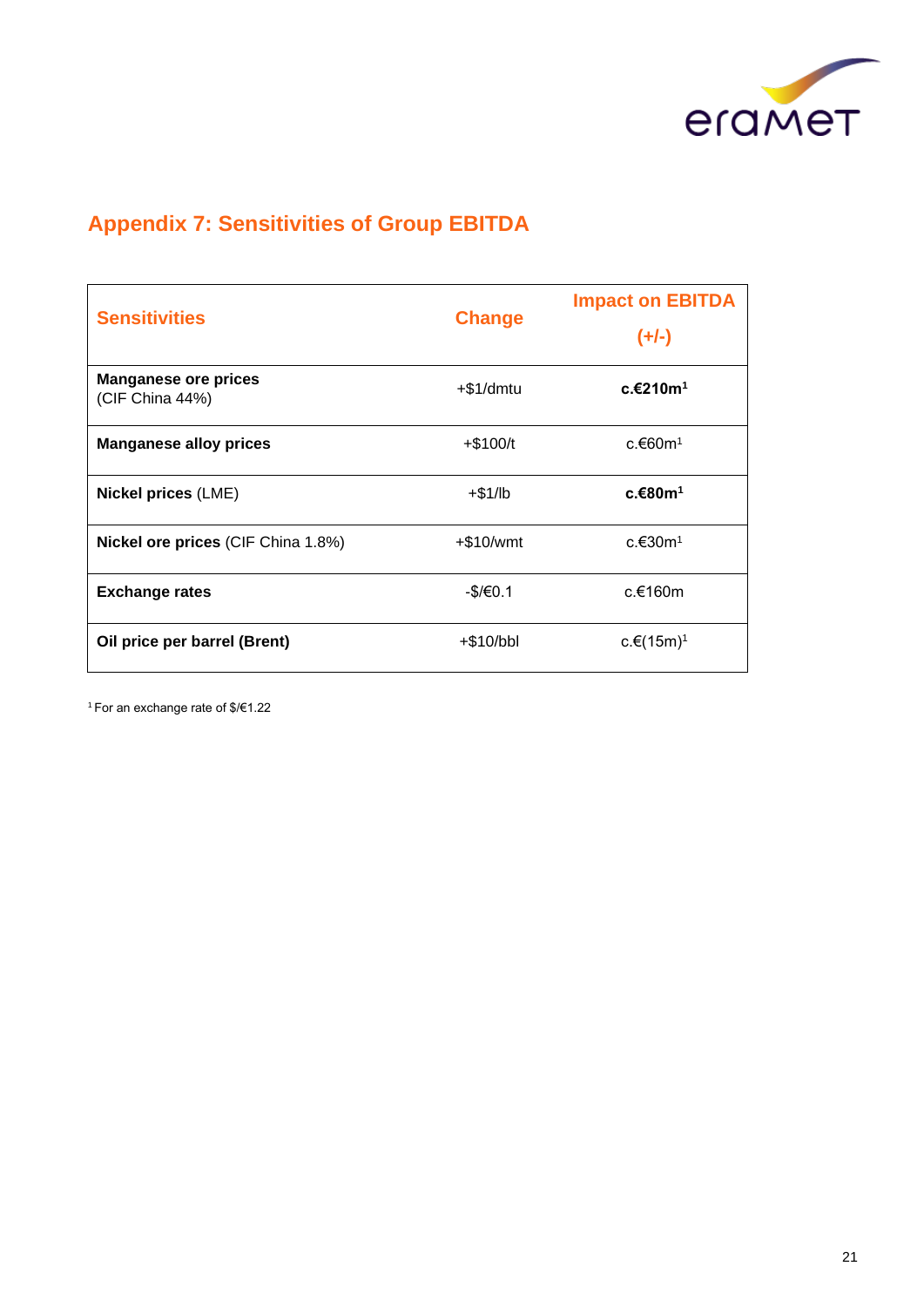## Appendix 7: Sensitivities of Group EBITDA

| Sensitivities | Change | Impact on EBITDA (+/-) |
| --- | --- | --- |
| **Manganese ore prices** (CIF China 44%) | +$1/dmtu | **c.€210m[1]** |
| **Manganese alloy prices** | +$100/t | c.€60m[1] |
| **Nickel prices** (LME) | +$1/lb | **c.€80m[1]** |
| **Nickel ore prices** (CIF China 1.8%) | +$10/wmt | c.€30m[1] |
| **Exchange rates** | -$/€0.1 | c.€160m |
| **Oil price per barrel (Brent)** | +$10/bbl | c.€(15m)[1] |

[1] For an exchange rate of $/€1.22